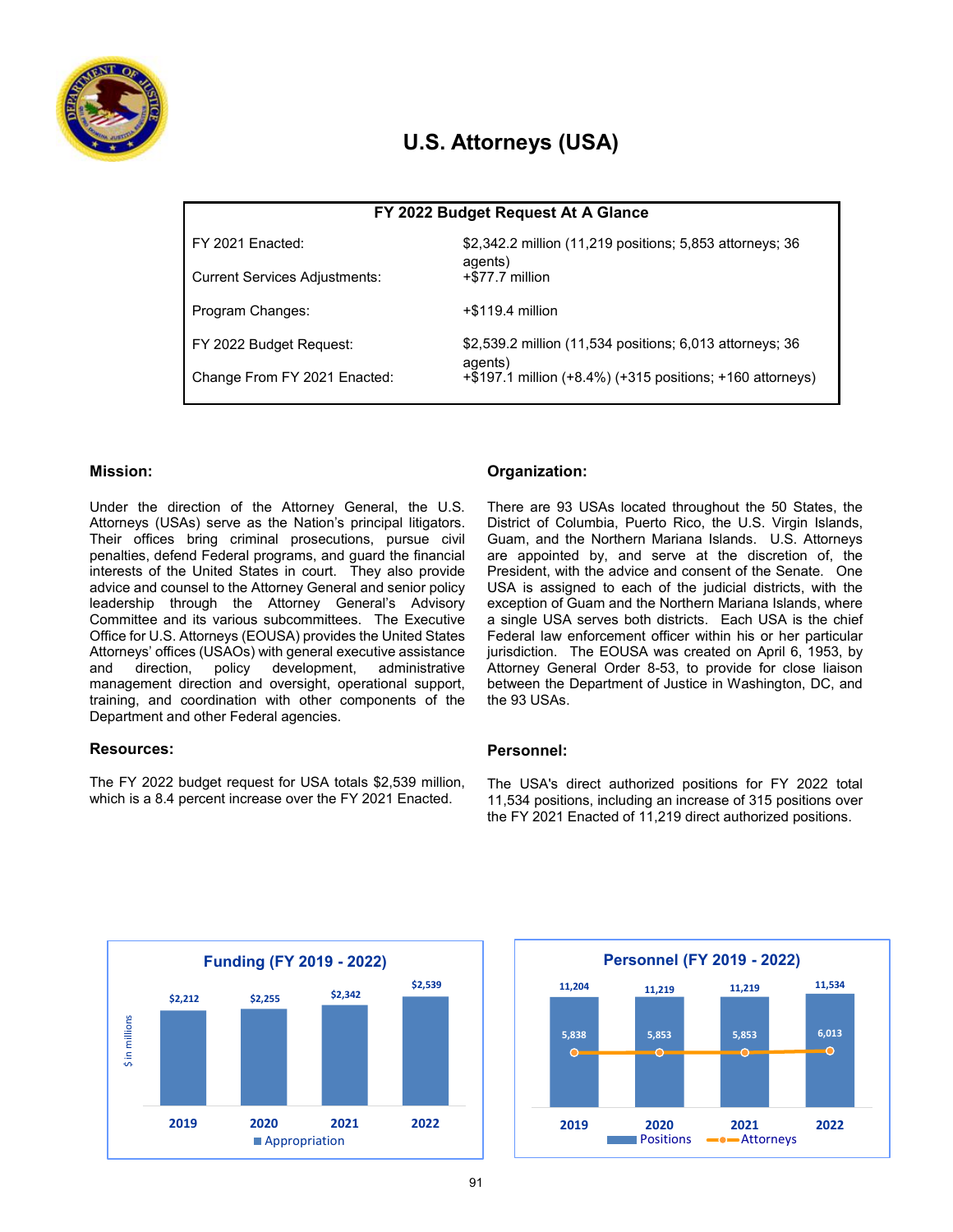# U.S. Attorneys (USA)

| FY 2022 Budget Request At A Glance | |
|---|---|
| FY 2021 Enacted: | $2,342.2 million (11,219 positions; 5,853 attorneys; 36 agents) |
| Current Services Adjustments: | +$77.7 million |
| Program Changes: | +$119.4 million |
| FY 2022 Budget Request: | $2,539.2 million (11,534 positions; 6,013 attorneys; 36 agents) |
| Change From FY 2021 Enacted: | +$197.1 million (+8.4%) (+315 positions; +160 attorneys) |

## Mission:

Under the direction of the Attorney General, the U.S. Attorneys (USAs) serve as the Nation's principal litigators. Their offices bring criminal prosecutions, pursue civil penalties, defend Federal programs, and guard the financial interests of the United States in court. They also provide advice and counsel to the Attorney General and senior policy leadership through the Attorney General's Advisory Committee and its various subcommittees. The Executive Office for U.S. Attorneys (EOUSA) provides the United States Attorneys' offices (USAOs) with general executive assistance and direction, policy development, administrative management direction and oversight, operational support, training, and coordination with other components of the Department and other Federal agencies.

## Resources:

The FY 2022 budget request for USA totals $2,539 million, which is a 8.4 percent increase over the FY 2021 Enacted.

## Organization:

There are 93 USAs located throughout the 50 States, the District of Columbia, Puerto Rico, the U.S. Virgin Islands, Guam, and the Northern Mariana Islands. U.S. Attorneys are appointed by, and serve at the discretion of, the President, with the advice and consent of the Senate. One USA is assigned to each of the judicial districts, with the exception of Guam and the Northern Mariana Islands, where a single USA serves both districts. Each USA is the chief Federal law enforcement officer within his or her particular jurisdiction. The EOUSA was created on April 6, 1953, by Attorney General Order 8-53, to provide for close liaison between the Department of Justice in Washington, DC, and the 93 USAs.

## Personnel:

The USA's direct authorized positions for FY 2022 total 11,534 positions, including an increase of 315 positions over the FY 2021 Enacted of 11,219 direct authorized positions.

**Funding (FY 2019 - 2022)**

| Year | Appropriation ($ in millions) |
|---|---|
| 2019 | $2,212 |
| 2020 | $2,255 |
| 2021 | $2,342 |
| 2022 | $2,539 |

**Personnel (FY 2019 - 2022)**

| Year | Positions | Attorneys |
|---|---|---|
| 2019 | 11,204 | 5,838 |
| 2020 | 11,219 | 5,853 |
| 2021 | 11,219 | 5,853 |
| 2022 | 11,534 | 6,013 |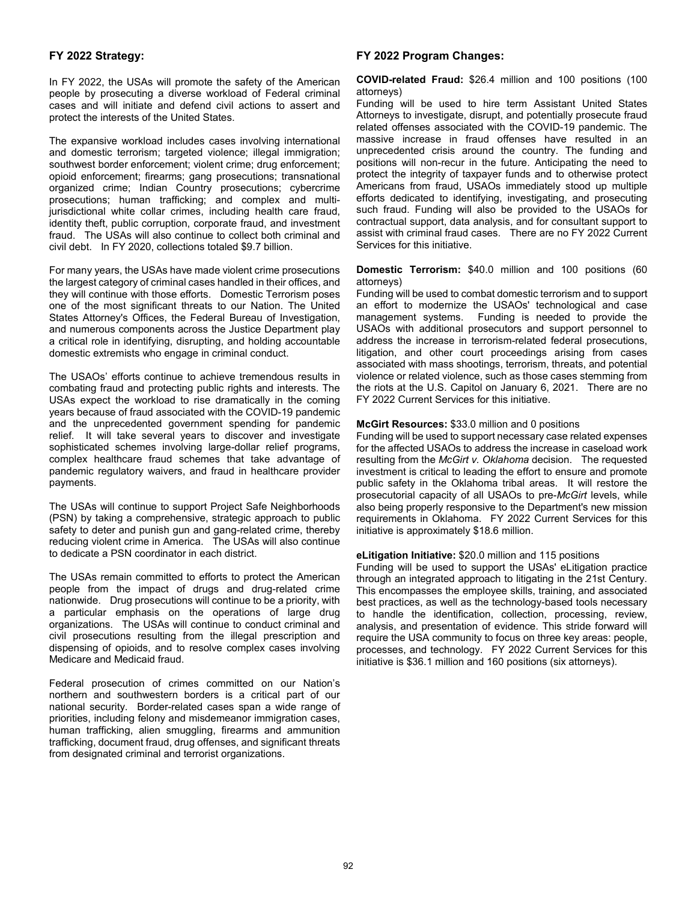## FY 2022 Strategy:

In FY 2022, the USAs will promote the safety of the American people by prosecuting a diverse workload of Federal criminal cases and will initiate and defend civil actions to assert and protect the interests of the United States.

The expansive workload includes cases involving international and domestic terrorism; targeted violence; illegal immigration; southwest border enforcement; violent crime; drug enforcement; opioid enforcement; firearms; gang prosecutions; transnational organized crime; Indian Country prosecutions; cybercrime prosecutions; human trafficking; and complex and multi-jurisdictional white collar crimes, including health care fraud, identity theft, public corruption, corporate fraud, and investment fraud. The USAs will also continue to collect both criminal and civil debt. In FY 2020, collections totaled $9.7 billion.

For many years, the USAs have made violent crime prosecutions the largest category of criminal cases handled in their offices, and they will continue with those efforts. Domestic Terrorism poses one of the most significant threats to our Nation. The United States Attorney's Offices, the Federal Bureau of Investigation, and numerous components across the Justice Department play a critical role in identifying, disrupting, and holding accountable domestic extremists who engage in criminal conduct.

The USAOs' efforts continue to achieve tremendous results in combating fraud and protecting public rights and interests. The USAs expect the workload to rise dramatically in the coming years because of fraud associated with the COVID-19 pandemic and the unprecedented government spending for pandemic relief. It will take several years to discover and investigate sophisticated schemes involving large-dollar relief programs, complex healthcare fraud schemes that take advantage of pandemic regulatory waivers, and fraud in healthcare provider payments.

The USAs will continue to support Project Safe Neighborhoods (PSN) by taking a comprehensive, strategic approach to public safety to deter and punish gun and gang-related crime, thereby reducing violent crime in America. The USAs will also continue to dedicate a PSN coordinator in each district.

The USAs remain committed to efforts to protect the American people from the impact of drugs and drug-related crime nationwide. Drug prosecutions will continue to be a priority, with a particular emphasis on the operations of large drug organizations. The USAs will continue to conduct criminal and civil prosecutions resulting from the illegal prescription and dispensing of opioids, and to resolve complex cases involving Medicare and Medicaid fraud.

Federal prosecution of crimes committed on our Nation's northern and southwestern borders is a critical part of our national security. Border-related cases span a wide range of priorities, including felony and misdemeanor immigration cases, human trafficking, alien smuggling, firearms and ammunition trafficking, document fraud, drug offenses, and significant threats from designated criminal and terrorist organizations.

## FY 2022 Program Changes:

**COVID-related Fraud:** $26.4 million and 100 positions (100 attorneys)
Funding will be used to hire term Assistant United States Attorneys to investigate, disrupt, and potentially prosecute fraud related offenses associated with the COVID-19 pandemic. The massive increase in fraud offenses have resulted in an unprecedented crisis around the country. The funding and positions will non-recur in the future. Anticipating the need to protect the integrity of taxpayer funds and to otherwise protect Americans from fraud, USAOs immediately stood up multiple efforts dedicated to identifying, investigating, and prosecuting such fraud. Funding will also be provided to the USAOs for contractual support, data analysis, and for consultant support to assist with criminal fraud cases. There are no FY 2022 Current Services for this initiative.

**Domestic Terrorism:** $40.0 million and 100 positions (60 attorneys)
Funding will be used to combat domestic terrorism and to support an effort to modernize the USAOs' technological and case management systems. Funding is needed to provide the USAOs with additional prosecutors and support personnel to address the increase in terrorism-related federal prosecutions, litigation, and other court proceedings arising from cases associated with mass shootings, terrorism, threats, and potential violence or related violence, such as those cases stemming from the riots at the U.S. Capitol on January 6, 2021. There are no FY 2022 Current Services for this initiative.

**McGirt Resources:** $33.0 million and 0 positions
Funding will be used to support necessary case related expenses for the affected USAOs to address the increase in caseload work resulting from the *McGirt v. Oklahoma* decision. The requested investment is critical to leading the effort to ensure and promote public safety in the Oklahoma tribal areas. It will restore the prosecutorial capacity of all USAOs to pre-*McGirt* levels, while also being properly responsive to the Department's new mission requirements in Oklahoma. FY 2022 Current Services for this initiative is approximately $18.6 million.

**eLitigation Initiative:** $20.0 million and 115 positions
Funding will be used to support the USAs' eLitigation practice through an integrated approach to litigating in the 21st Century. This encompasses the employee skills, training, and associated best practices, as well as the technology-based tools necessary to handle the identification, collection, processing, review, analysis, and presentation of evidence. This stride forward will require the USA community to focus on three key areas: people, processes, and technology. FY 2022 Current Services for this initiative is $36.1 million and 160 positions (six attorneys).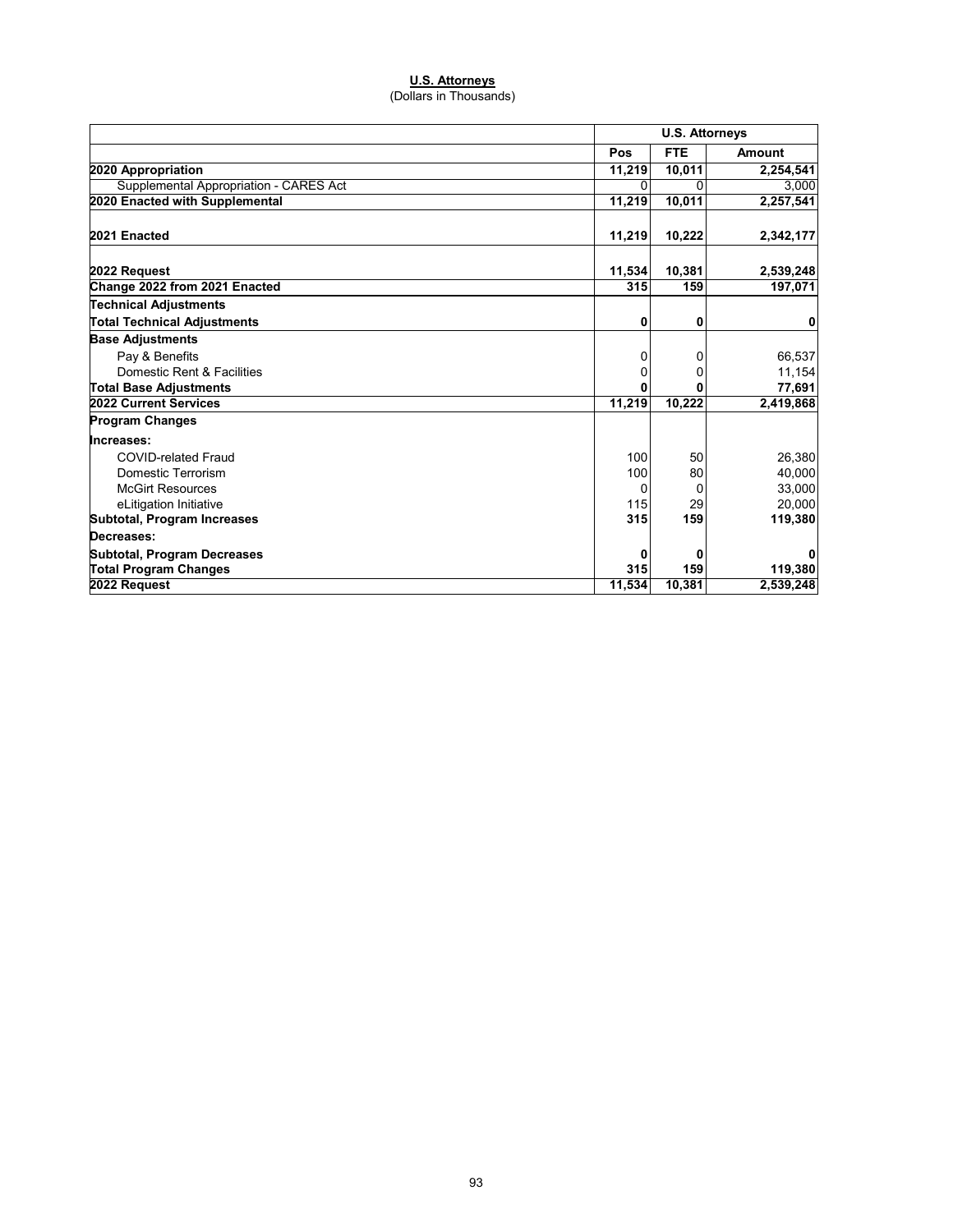## U.S. Attorneys

(Dollars in Thousands)

| | U.S. Attorneys | | |
|---|---|---|---|
| | **Pos** | **FTE** | **Amount** |
| **2020 Appropriation** | **11,219** | **10,011** | **2,254,541** |
| Supplemental Appropriation - CARES Act | 0 | 0 | 3,000 |
| **2020 Enacted with Supplemental** | **11,219** | **10,011** | **2,257,541** |
| **2021 Enacted** | **11,219** | **10,222** | **2,342,177** |
| **2022 Request** | **11,534** | **10,381** | **2,539,248** |
| **Change 2022 from 2021 Enacted** | **315** | **159** | **197,071** |
| **Technical Adjustments** | | | |
| **Total Technical Adjustments** | **0** | **0** | **0** |
| **Base Adjustments** | | | |
| Pay & Benefits | 0 | 0 | 66,537 |
| Domestic Rent & Facilities | 0 | 0 | 11,154 |
| **Total Base Adjustments** | **0** | **0** | **77,691** |
| **2022 Current Services** | **11,219** | **10,222** | **2,419,868** |
| **Program Changes** | | | |
| **Increases:** | | | |
| COVID-related Fraud | 100 | 50 | 26,380 |
| Domestic Terrorism | 100 | 80 | 40,000 |
| McGirt Resources | 0 | 0 | 33,000 |
| eLitigation Initiative | 115 | 29 | 20,000 |
| **Subtotal, Program Increases** | **315** | **159** | **119,380** |
| **Decreases:** | | | |
| **Subtotal, Program Decreases** | **0** | **0** | **0** |
| **Total Program Changes** | **315** | **159** | **119,380** |
| **2022 Request** | **11,534** | **10,381** | **2,539,248** |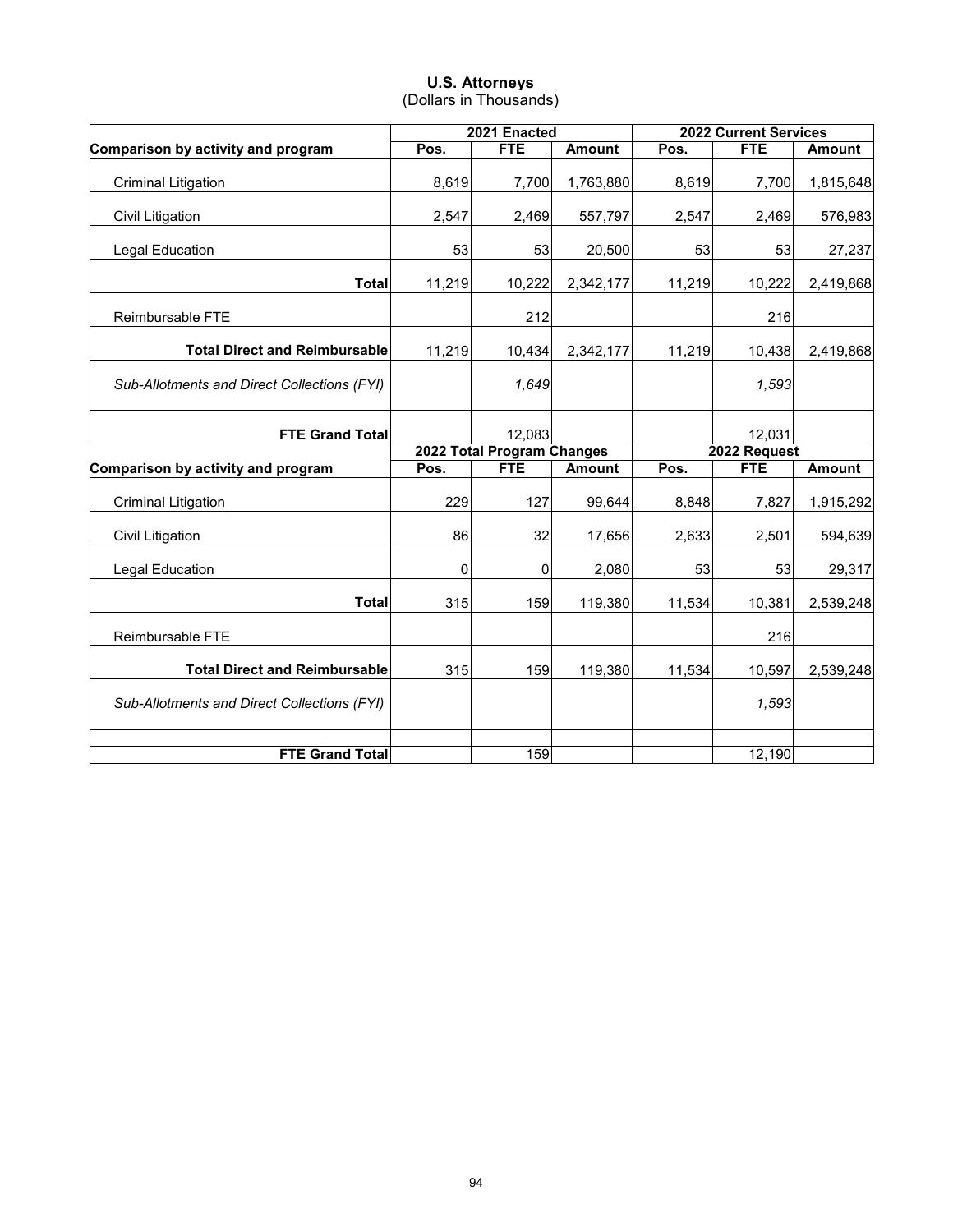## U.S. Attorneys
(Dollars in Thousands)

| Comparison by activity and program | 2021 Enacted | | | 2022 Current Services | | |
|---|---|---|---|---|---|---|
| | Pos. | FTE | Amount | Pos. | FTE | Amount |
| Criminal Litigation | 8,619 | 7,700 | 1,763,880 | 8,619 | 7,700 | 1,815,648 |
| Civil Litigation | 2,547 | 2,469 | 557,797 | 2,547 | 2,469 | 576,983 |
| Legal Education | 53 | 53 | 20,500 | 53 | 53 | 27,237 |
| **Total** | 11,219 | 10,222 | 2,342,177 | 11,219 | 10,222 | 2,419,868 |
| Reimbursable FTE | | 212 | | | 216 | |
| **Total Direct and Reimbursable** | 11,219 | 10,434 | 2,342,177 | 11,219 | 10,438 | 2,419,868 |
| *Sub-Allotments and Direct Collections (FYI)* | | *1,649* | | | *1,593* | |
| **FTE Grand Total** | | 12,083 | | | 12,031 | |

| Comparison by activity and program | 2022 Total Program Changes | | | 2022 Request | | |
|---|---|---|---|---|---|---|
| | Pos. | FTE | Amount | Pos. | FTE | Amount |
| Criminal Litigation | 229 | 127 | 99,644 | 8,848 | 7,827 | 1,915,292 |
| Civil Litigation | 86 | 32 | 17,656 | 2,633 | 2,501 | 594,639 |
| Legal Education | 0 | 0 | 2,080 | 53 | 53 | 29,317 |
| **Total** | 315 | 159 | 119,380 | 11,534 | 10,381 | 2,539,248 |
| Reimbursable FTE | | | | | 216 | |
| **Total Direct and Reimbursable** | 315 | 159 | 119,380 | 11,534 | 10,597 | 2,539,248 |
| *Sub-Allotments and Direct Collections (FYI)* | | | | | *1,593* | |
| **FTE Grand Total** | | 159 | | | 12,190 | |